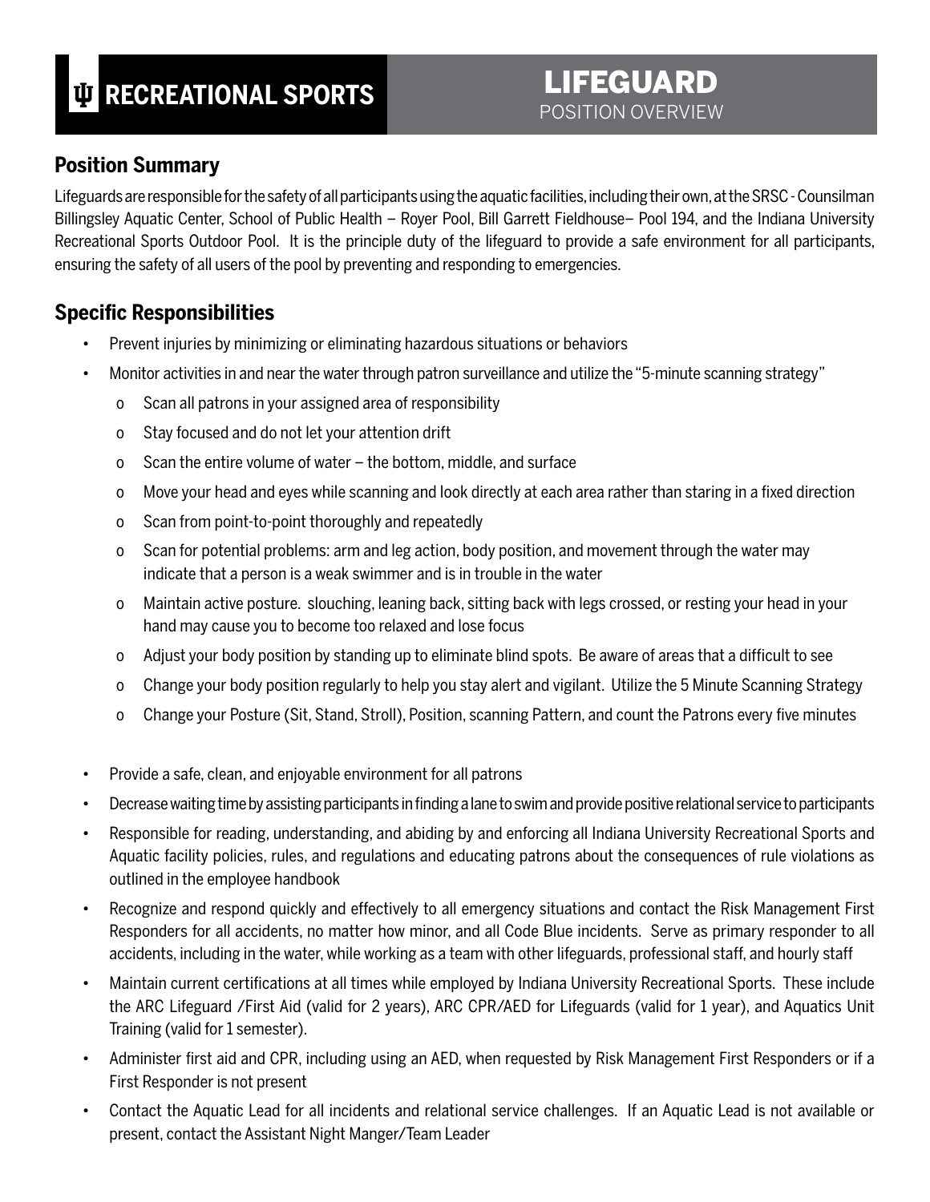# RECREATIONAL SPORTS

# LIFEGUARD
POSITION OVERVIEW

## Position Summary

Lifeguards are responsible for the safety of all participants using the aquatic facilities, including their own, at the SRSC - Counsilman Billingsley Aquatic Center, School of Public Health – Royer Pool, Bill Garrett Fieldhouse– Pool 194, and the Indiana University Recreational Sports Outdoor Pool. It is the principle duty of the lifeguard to provide a safe environment for all participants, ensuring the safety of all users of the pool by preventing and responding to emergencies.

## Specific Responsibilities

- Prevent injuries by minimizing or eliminating hazardous situations or behaviors
- Monitor activities in and near the water through patron surveillance and utilize the "5-minute scanning strategy"
  - Scan all patrons in your assigned area of responsibility
  - Stay focused and do not let your attention drift
  - Scan the entire volume of water – the bottom, middle, and surface
  - Move your head and eyes while scanning and look directly at each area rather than staring in a fixed direction
  - Scan from point-to-point thoroughly and repeatedly
  - Scan for potential problems: arm and leg action, body position, and movement through the water may indicate that a person is a weak swimmer and is in trouble in the water
  - Maintain active posture. slouching, leaning back, sitting back with legs crossed, or resting your head in your hand may cause you to become too relaxed and lose focus
  - Adjust your body position by standing up to eliminate blind spots. Be aware of areas that a difficult to see
  - Change your body position regularly to help you stay alert and vigilant. Utilize the 5 Minute Scanning Strategy
  - Change your Posture (Sit, Stand, Stroll), Position, scanning Pattern, and count the Patrons every five minutes
- Provide a safe, clean, and enjoyable environment for all patrons
- Decrease waiting time by assisting participants in finding a lane to swim and provide positive relational service to participants
- Responsible for reading, understanding, and abiding by and enforcing all Indiana University Recreational Sports and Aquatic facility policies, rules, and regulations and educating patrons about the consequences of rule violations as outlined in the employee handbook
- Recognize and respond quickly and effectively to all emergency situations and contact the Risk Management First Responders for all accidents, no matter how minor, and all Code Blue incidents. Serve as primary responder to all accidents, including in the water, while working as a team with other lifeguards, professional staff, and hourly staff
- Maintain current certifications at all times while employed by Indiana University Recreational Sports. These include the ARC Lifeguard /First Aid (valid for 2 years), ARC CPR/AED for Lifeguards (valid for 1 year), and Aquatics Unit Training (valid for 1 semester).
- Administer first aid and CPR, including using an AED, when requested by Risk Management First Responders or if a First Responder is not present
- Contact the Aquatic Lead for all incidents and relational service challenges. If an Aquatic Lead is not available or present, contact the Assistant Night Manger/Team Leader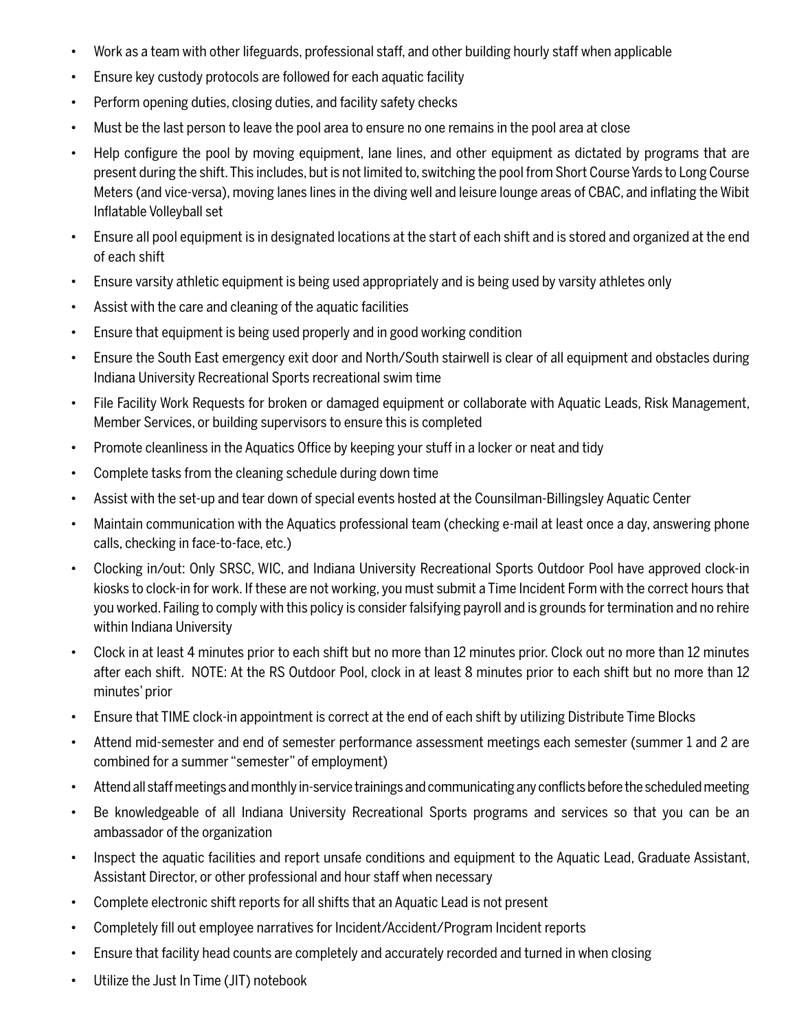- Work as a team with other lifeguards, professional staff, and other building hourly staff when applicable
- Ensure key custody protocols are followed for each aquatic facility
- Perform opening duties, closing duties, and facility safety checks
- Must be the last person to leave the pool area to ensure no one remains in the pool area at close
- Help configure the pool by moving equipment, lane lines, and other equipment as dictated by programs that are present during the shift. This includes, but is not limited to, switching the pool from Short Course Yards to Long Course Meters (and vice-versa), moving lanes lines in the diving well and leisure lounge areas of CBAC, and inflating the Wibit Inflatable Volleyball set
- Ensure all pool equipment is in designated locations at the start of each shift and is stored and organized at the end of each shift
- Ensure varsity athletic equipment is being used appropriately and is being used by varsity athletes only
- Assist with the care and cleaning of the aquatic facilities
- Ensure that equipment is being used properly and in good working condition
- Ensure the South East emergency exit door and North/South stairwell is clear of all equipment and obstacles during Indiana University Recreational Sports recreational swim time
- File Facility Work Requests for broken or damaged equipment or collaborate with Aquatic Leads, Risk Management, Member Services, or building supervisors to ensure this is completed
- Promote cleanliness in the Aquatics Office by keeping your stuff in a locker or neat and tidy
- Complete tasks from the cleaning schedule during down time
- Assist with the set-up and tear down of special events hosted at the Counsilman-Billingsley Aquatic Center
- Maintain communication with the Aquatics professional team (checking e-mail at least once a day, answering phone calls, checking in face-to-face, etc.)
- Clocking in/out: Only SRSC, WIC, and Indiana University Recreational Sports Outdoor Pool have approved clock-in kiosks to clock-in for work. If these are not working, you must submit a Time Incident Form with the correct hours that you worked. Failing to comply with this policy is consider falsifying payroll and is grounds for termination and no rehire within Indiana University
- Clock in at least 4 minutes prior to each shift but no more than 12 minutes prior. Clock out no more than 12 minutes after each shift. NOTE: At the RS Outdoor Pool, clock in at least 8 minutes prior to each shift but no more than 12 minutes' prior
- Ensure that TIME clock-in appointment is correct at the end of each shift by utilizing Distribute Time Blocks
- Attend mid-semester and end of semester performance assessment meetings each semester (summer 1 and 2 are combined for a summer "semester" of employment)
- Attend all staff meetings and monthly in-service trainings and communicating any conflicts before the scheduled meeting
- Be knowledgeable of all Indiana University Recreational Sports programs and services so that you can be an ambassador of the organization
- Inspect the aquatic facilities and report unsafe conditions and equipment to the Aquatic Lead, Graduate Assistant, Assistant Director, or other professional and hour staff when necessary
- Complete electronic shift reports for all shifts that an Aquatic Lead is not present
- Completely fill out employee narratives for Incident/Accident/Program Incident reports
- Ensure that facility head counts are completely and accurately recorded and turned in when closing
- Utilize the Just In Time (JIT) notebook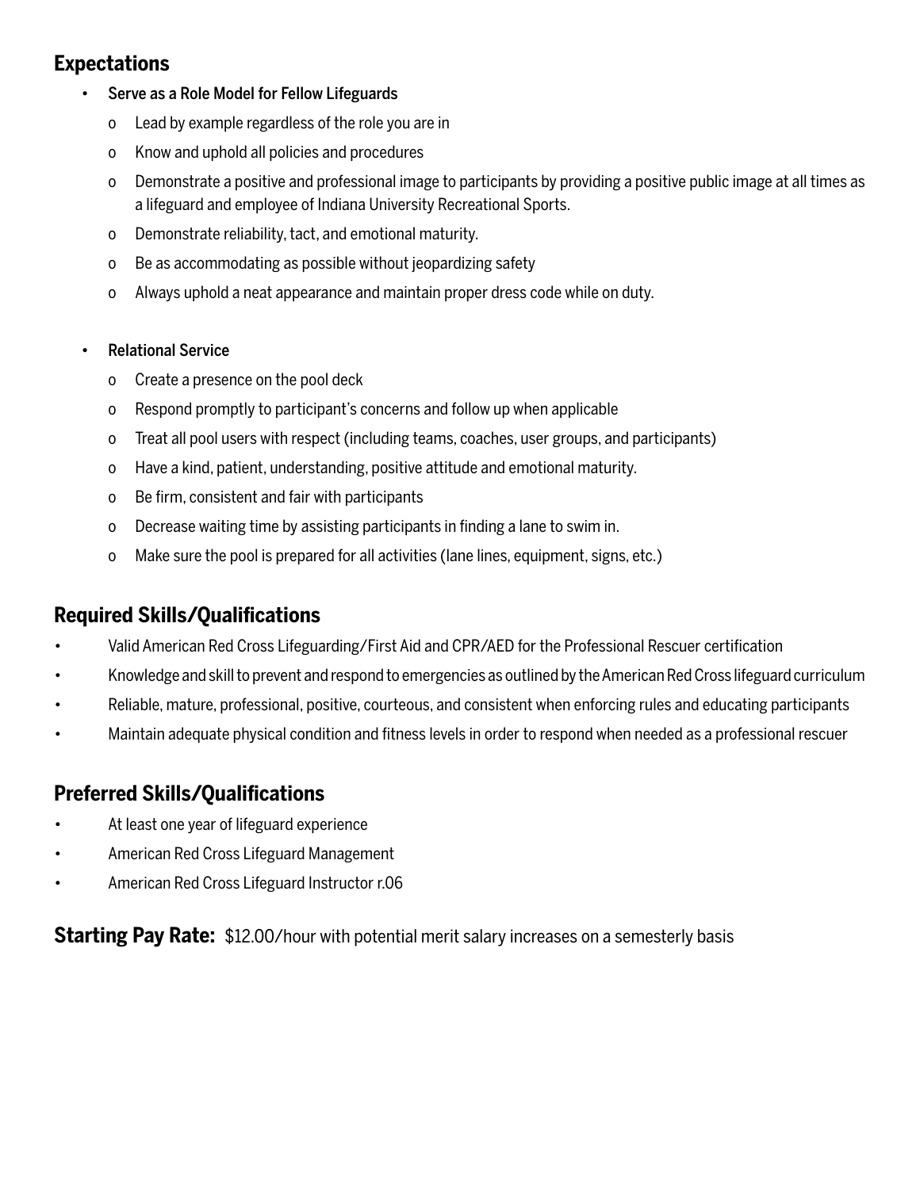## Expectations

- Serve as a Role Model for Fellow Lifeguards
  - Lead by example regardless of the role you are in
  - Know and uphold all policies and procedures
  - Demonstrate a positive and professional image to participants by providing a positive public image at all times as a lifeguard and employee of Indiana University Recreational Sports.
  - Demonstrate reliability, tact, and emotional maturity.
  - Be as accommodating as possible without jeopardizing safety
  - Always uphold a neat appearance and maintain proper dress code while on duty.

- Relational Service
  - Create a presence on the pool deck
  - Respond promptly to participant's concerns and follow up when applicable
  - Treat all pool users with respect (including teams, coaches, user groups, and participants)
  - Have a kind, patient, understanding, positive attitude and emotional maturity.
  - Be firm, consistent and fair with participants
  - Decrease waiting time by assisting participants in finding a lane to swim in.
  - Make sure the pool is prepared for all activities (lane lines, equipment, signs, etc.)

## Required Skills/Qualifications

- Valid American Red Cross Lifeguarding/First Aid and CPR/AED for the Professional Rescuer certification
- Knowledge and skill to prevent and respond to emergencies as outlined by the American Red Cross lifeguard curriculum
- Reliable, mature, professional, positive, courteous, and consistent when enforcing rules and educating participants
- Maintain adequate physical condition and fitness levels in order to respond when needed as a professional rescuer

## Preferred Skills/Qualifications

- At least one year of lifeguard experience
- American Red Cross Lifeguard Management
- American Red Cross Lifeguard Instructor r.06

**Starting Pay Rate:** $12.00/hour with potential merit salary increases on a semesterly basis